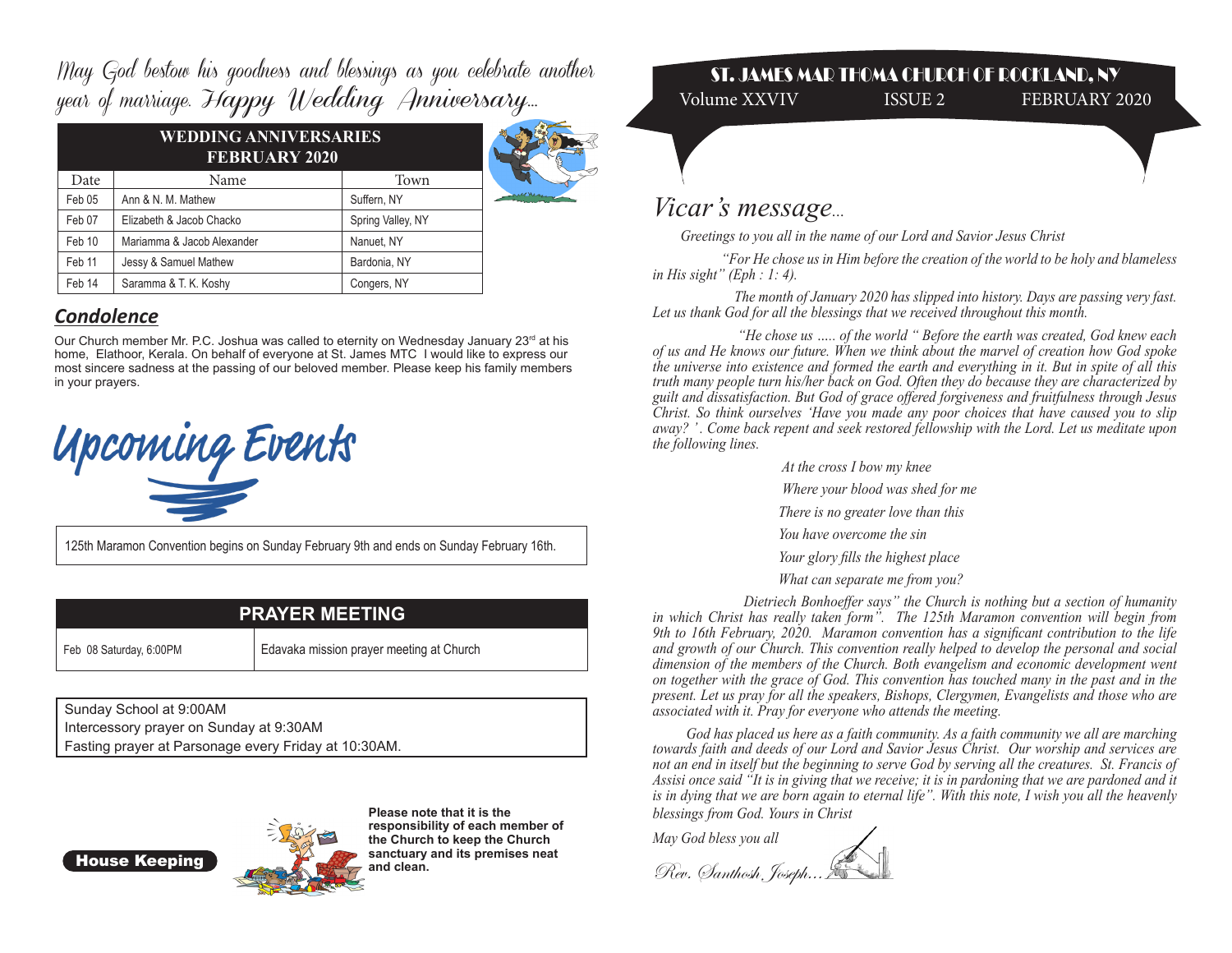*May God bestow his goodness and blessings as you celebrate another year of marriage. Happy Wedding Anniversary...*

| WEDDING ANNIVERSARIES FEBRUARY 2020 | | |
|---|---|---|
| Date | Name | Town |
| Feb 05 | Ann & N. M. Mathew | Suffern, NY |
| Feb 07 | Elizabeth & Jacob Chacko | Spring Valley, NY |
| Feb 10 | Mariamma & Jacob Alexander | Nanuet, NY |
| Feb 11 | Jessy & Samuel Mathew | Bardonia, NY |
| Feb 14 | Saramma & T. K. Koshy | Congers, NY |

## *Condolence*

Our Church member Mr. P.C. Joshua was called to eternity on Wednesday January 23rd at his home, Elathoor, Kerala. On behalf of everyone at St. James MTC I would like to express our most sincere sadness at the passing of our beloved member. Please keep his family members in your prayers.

## Upcoming Events

125th Maramon Convention begins on Sunday February 9th and ends on Sunday February 16th.

| PRAYER MEETING | |
|---|---|
| Feb 08 Saturday, 6:00PM | Edavaka mission prayer meeting at Church |

Sunday School at 9:00AM
Intercessory prayer on Sunday at 9:30AM
Fasting prayer at Parsonage every Friday at 10:30AM.

**House Keeping**

**Please note that it is the responsibility of each member of the Church to keep the Church sanctuary and its premises neat and clean.**

# ST. JAMES MAR THOMA CHURCH OF ROCKLAND, NY

Volume XXVIV ISSUE 2 FEBRUARY 2020

## *Vicar's message...*

*Greetings to you all in the name of our Lord and Savior Jesus Christ*

*"For He chose us in Him before the creation of the world to be holy and blameless in His sight" (Eph : 1: 4).*

*The month of January 2020 has slipped into history. Days are passing very fast. Let us thank God for all the blessings that we received throughout this month.*

*"He chose us ..... of the world " Before the earth was created, God knew each of us and He knows our future. When we think about the marvel of creation how God spoke the universe into existence and formed the earth and everything in it. But in spite of all this truth many people turn his/her back on God. Often they do because they are characterized by guilt and dissatisfaction. But God of grace offered forgiveness and fruitfulness through Jesus Christ. So think ourselves 'Have you made any poor choices that have caused you to slip away? '. Come back repent and seek restored fellowship with the Lord. Let us meditate upon the following lines.*

*At the cross I bow my knee*
*Where your blood was shed for me*
*There is no greater love than this*
*You have overcome the sin*
*Your glory fills the highest place*
*What can separate me from you?*

*Dietriech Bonhoeffer says" the Church is nothing but a section of humanity in which Christ has really taken form". The 125th Maramon convention will begin from 9th to 16th February, 2020. Maramon convention has a significant contribution to the life and growth of our Church. This convention really helped to develop the personal and social dimension of the members of the Church. Both evangelism and economic development went on together with the grace of God. This convention has touched many in the past and in the present. Let us pray for all the speakers, Bishops, Clergymen, Evangelists and those who are associated with it. Pray for everyone who attends the meeting.*

*God has placed us here as a faith community. As a faith community we all are marching towards faith and deeds of our Lord and Savior Jesus Christ. Our worship and services are not an end in itself but the beginning to serve God by serving all the creatures. St. Francis of Assisi once said "It is in giving that we receive; it is in pardoning that we are pardoned and it is in dying that we are born again to eternal life". With this note, I wish you all the heavenly blessings from God. Yours in Christ*

*May God bless you all*

*Rev. Santhosh Joseph...*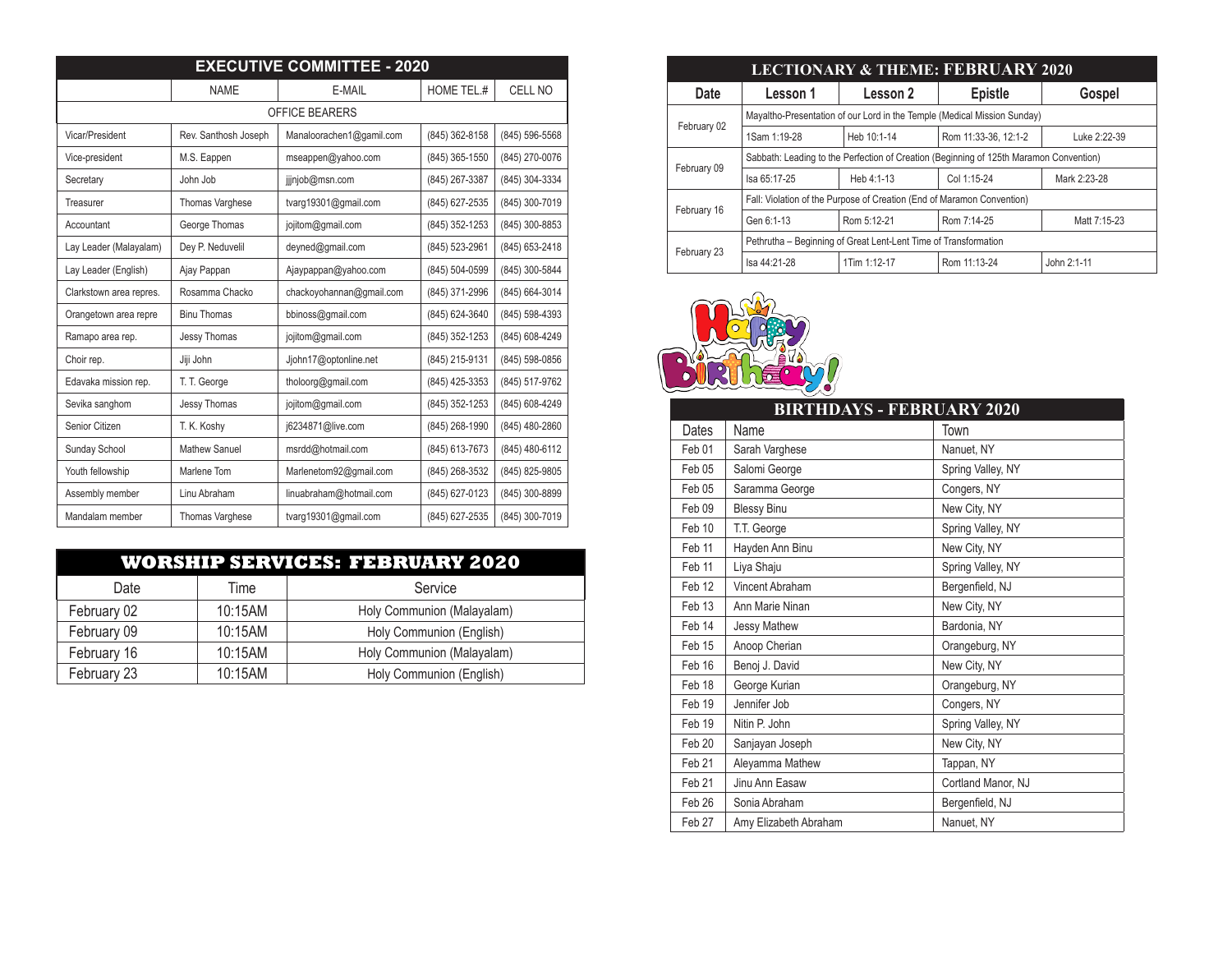## EXECUTIVE COMMITTEE - 2020

| | NAME | E-MAIL | HOME TEL.# | CELL NO |
|---|---|---|---|---|
| OFFICE BEARERS | | | | |
| Vicar/President | Rev. Santhosh Joseph | Manaloorachen1@gamil.com | (845) 362-8158 | (845) 596-5568 |
| Vice-president | M.S. Eappen | mseappen@yahoo.com | (845) 365-1550 | (845) 270-0076 |
| Secretary | John Job | jjjnjob@msn.com | (845) 267-3387 | (845) 304-3334 |
| Treasurer | Thomas Varghese | tvarg19301@gmail.com | (845) 627-2535 | (845) 300-7019 |
| Accountant | George Thomas | jojitom@gmail.com | (845) 352-1253 | (845) 300-8853 |
| Lay Leader (Malayalam) | Dey P. Neduvelil | deyned@gmail.com | (845) 523-2961 | (845) 653-2418 |
| Lay Leader (English) | Ajay Pappan | Ajaypappan@yahoo.com | (845) 504-0599 | (845) 300-5844 |
| Clarkstown area repres. | Rosamma Chacko | chackoyohannan@gmail.com | (845) 371-2996 | (845) 664-3014 |
| Orangetown area repre | Binu Thomas | bbinoss@gmail.com | (845) 624-3640 | (845) 598-4393 |
| Ramapo area rep. | Jessy Thomas | jojitom@gmail.com | (845) 352-1253 | (845) 608-4249 |
| Choir rep. | Jiji John | Jjohn17@optonline.net | (845) 215-9131 | (845) 598-0856 |
| Edavaka mission rep. | T. T. George | tholoorg@gmail.com | (845) 425-3353 | (845) 517-9762 |
| Sevika sanghom | Jessy Thomas | jojitom@gmail.com | (845) 352-1253 | (845) 608-4249 |
| Senior Citizen | T. K. Koshy | j6234871@live.com | (845) 268-1990 | (845) 480-2860 |
| Sunday School | Mathew Sanuel | msrdd@hotmail.com | (845) 613-7673 | (845) 480-6112 |
| Youth fellowship | Marlene Tom | Marlenetom92@gmail.com | (845) 268-3532 | (845) 825-9805 |
| Assembly member | Linu Abraham | linuabraham@hotmail.com | (845) 627-0123 | (845) 300-8899 |
| Mandalam member | Thomas Varghese | tvarg19301@gmail.com | (845) 627-2535 | (845) 300-7019 |

## WORSHIP SERVICES: FEBRUARY 2020

| Date | Time | Service |
|---|---|---|
| February 02 | 10:15AM | Holy Communion (Malayalam) |
| February 09 | 10:15AM | Holy Communion (English) |
| February 16 | 10:15AM | Holy Communion (Malayalam) |
| February 23 | 10:15AM | Holy Communion (English) |

## LECTIONARY & THEME: FEBRUARY 2020

| Date | Lesson 1 | Lesson 2 | Epistle | Gospel |
|---|---|---|---|---|
| February 02 | Mayaltho-Presentation of our Lord in the Temple (Medical Mission Sunday) | | | |
| | 1Sam 1:19-28 | Heb 10:1-14 | Rom 11:33-36, 12:1-2 | Luke 2:22-39 |
| February 09 | Sabbath: Leading to the Perfection of Creation (Beginning of 125th Maramon Convention) | | | |
| | Isa 65:17-25 | Heb 4:1-13 | Col 1:15-24 | Mark 2:23-28 |
| February 16 | Fall: Violation of the Purpose of Creation (End of Maramon Convention) | | | |
| | Gen 6:1-13 | Rom 5:12-21 | Rom 7:14-25 | Matt 7:15-23 |
| February 23 | Pethrutha – Beginning of Great Lent-Lent Time of Transformation | | | |
| | Isa 44:21-28 | 1Tim 1:12-17 | Rom 11:13-24 | John 2:1-11 |

Happy Birthday!

## BIRTHDAYS - FEBRUARY 2020

| Dates | Name | Town |
|---|---|---|
| Feb 01 | Sarah Varghese | Nanuet, NY |
| Feb 05 | Salomi George | Spring Valley, NY |
| Feb 05 | Saramma George | Congers, NY |
| Feb 09 | Blessy Binu | New City, NY |
| Feb 10 | T.T. George | Spring Valley, NY |
| Feb 11 | Hayden Ann Binu | New City, NY |
| Feb 11 | Liya Shaju | Spring Valley, NY |
| Feb 12 | Vincent Abraham | Bergenfield, NJ |
| Feb 13 | Ann Marie Ninan | New City, NY |
| Feb 14 | Jessy Mathew | Bardonia, NY |
| Feb 15 | Anoop Cherian | Orangeburg, NY |
| Feb 16 | Benoj J. David | New City, NY |
| Feb 18 | George Kurian | Orangeburg, NY |
| Feb 19 | Jennifer Job | Congers, NY |
| Feb 19 | Nitin P. John | Spring Valley, NY |
| Feb 20 | Sanjayan Joseph | New City, NY |
| Feb 21 | Aleyamma Mathew | Tappan, NY |
| Feb 21 | Jinu Ann Easaw | Cortland Manor, NJ |
| Feb 26 | Sonia Abraham | Bergenfield, NJ |
| Feb 27 | Amy Elizabeth Abraham | Nanuet, NY |